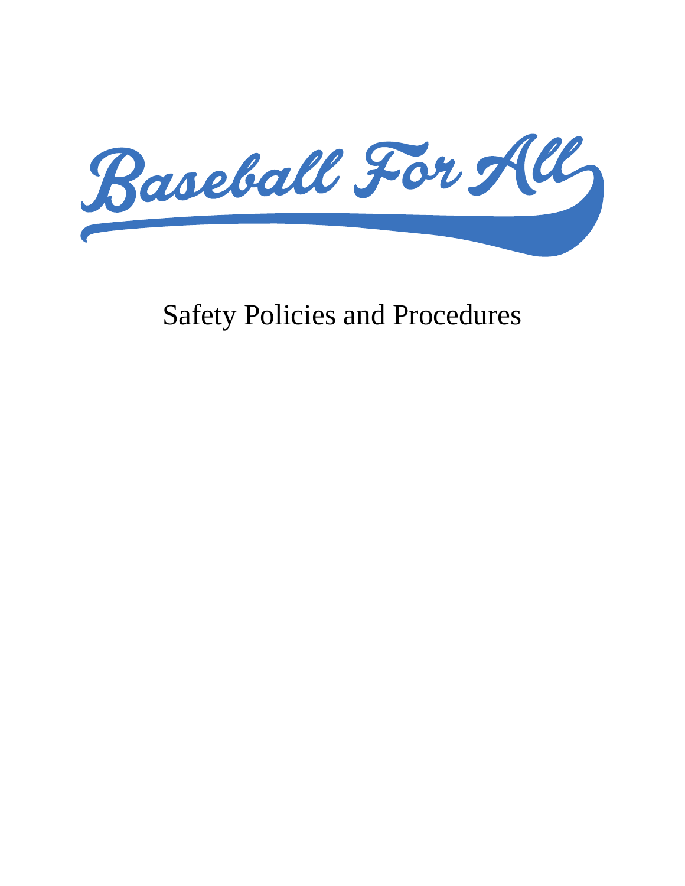# Baseball For All

## Safety Policies and Procedures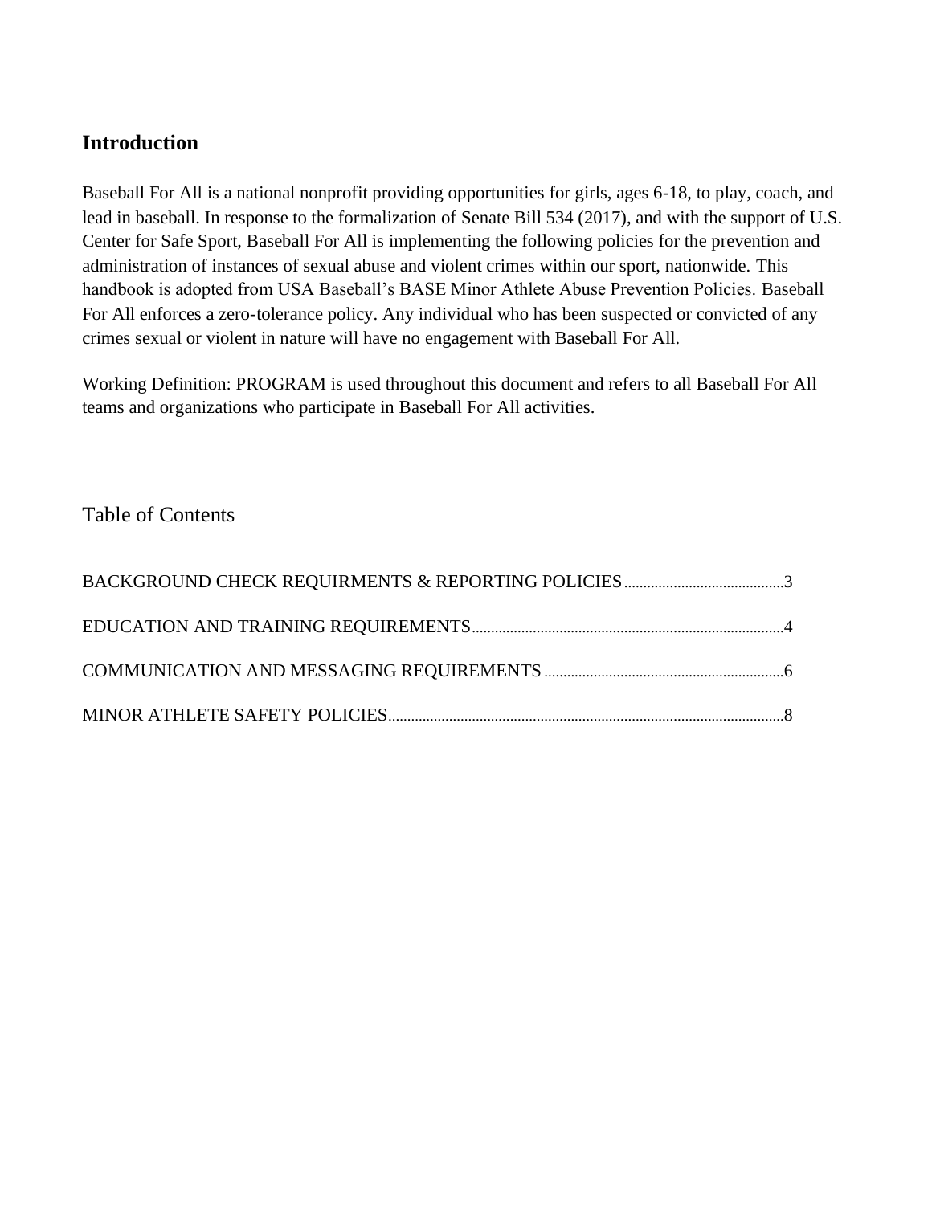## Introduction

Baseball For All is a national nonprofit providing opportunities for girls, ages 6-18, to play, coach, and lead in baseball. In response to the formalization of Senate Bill 534 (2017), and with the support of U.S. Center for Safe Sport, Baseball For All is implementing the following policies for the prevention and administration of instances of sexual abuse and violent crimes within our sport, nationwide. This handbook is adopted from USA Baseball's BASE Minor Athlete Abuse Prevention Policies. Baseball For All enforces a zero-tolerance policy. Any individual who has been suspected or convicted of any crimes sexual or violent in nature will have no engagement with Baseball For All.

Working Definition: PROGRAM is used throughout this document and refers to all Baseball For All teams and organizations who participate in Baseball For All activities.

## Table of Contents

BACKGROUND CHECK REQUIRMENTS & REPORTING POLICIES.........................................3

EDUCATION AND TRAINING REQUIREMENTS.................................................................................4

COMMUNICATION AND MESSAGING REQUIREMENTS..............................................................6

MINOR ATHLETE SAFETY POLICIES.......................................................................................................8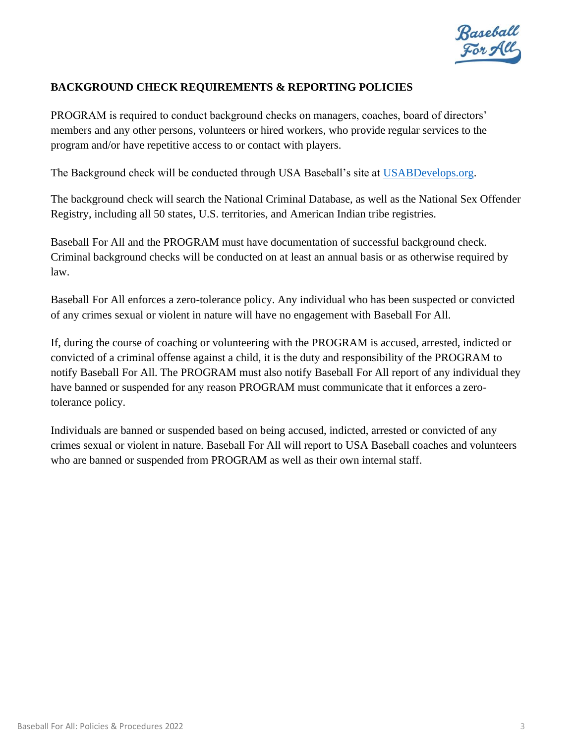## BACKGROUND CHECK REQUIREMENTS & REPORTING POLICIES

PROGRAM is required to conduct background checks on managers, coaches, board of directors' members and any other persons, volunteers or hired workers, who provide regular services to the program and/or have repetitive access to or contact with players.

The Background check will be conducted through USA Baseball's site at [USABDevelops.org](USABDevelops.org).

The background check will search the National Criminal Database, as well as the National Sex Offender Registry, including all 50 states, U.S. territories, and American Indian tribe registries.

Baseball For All and the PROGRAM must have documentation of successful background check. Criminal background checks will be conducted on at least an annual basis or as otherwise required by law.

Baseball For All enforces a zero-tolerance policy. Any individual who has been suspected or convicted of any crimes sexual or violent in nature will have no engagement with Baseball For All.

If, during the course of coaching or volunteering with the PROGRAM is accused, arrested, indicted or convicted of a criminal offense against a child, it is the duty and responsibility of the PROGRAM to notify Baseball For All. The PROGRAM must also notify Baseball For All report of any individual they have banned or suspended for any reason PROGRAM must communicate that it enforces a zero-tolerance policy.

Individuals are banned or suspended based on being accused, indicted, arrested or convicted of any crimes sexual or violent in nature. Baseball For All will report to USA Baseball coaches and volunteers who are banned or suspended from PROGRAM as well as their own internal staff.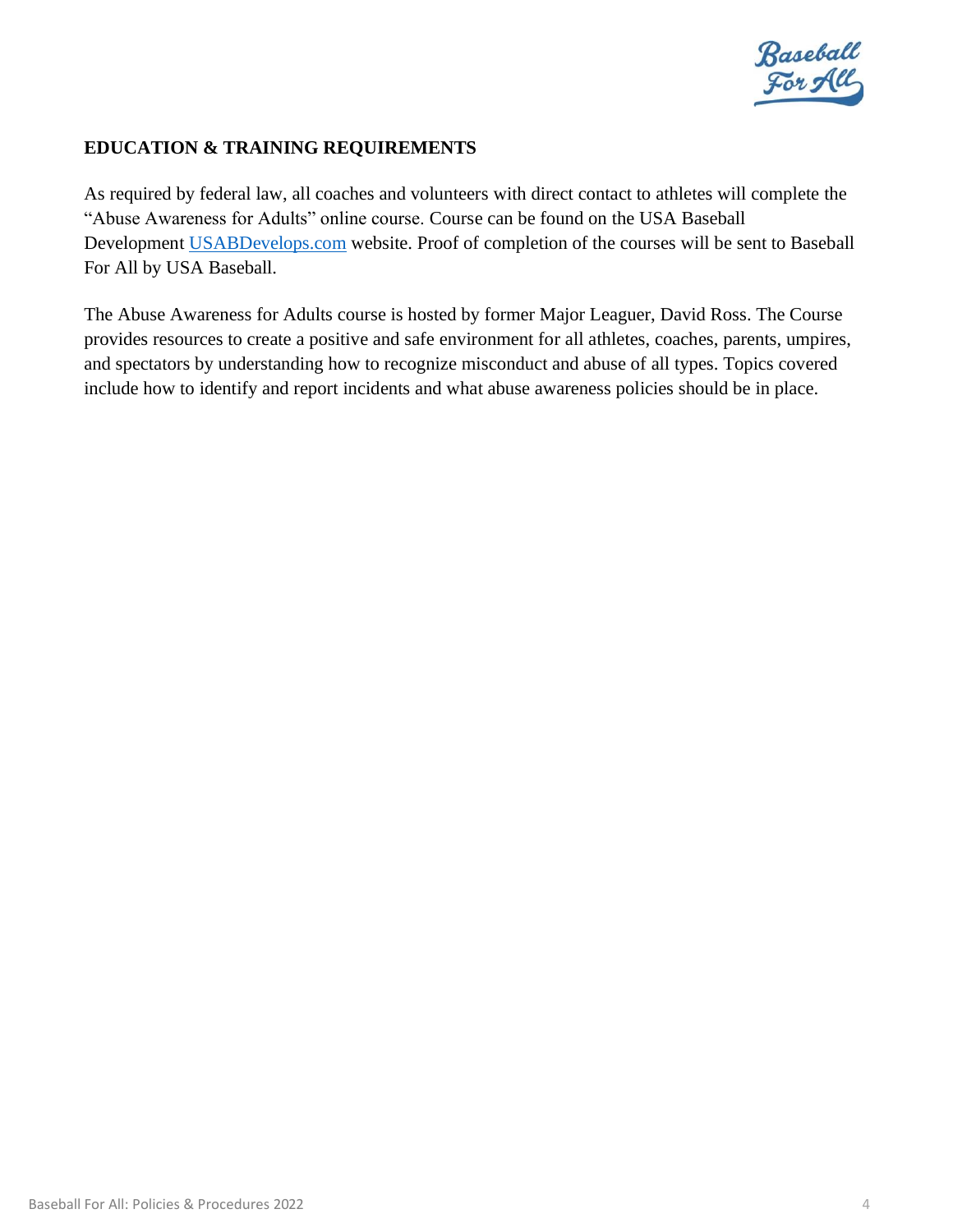## EDUCATION & TRAINING REQUIREMENTS

As required by federal law, all coaches and volunteers with direct contact to athletes will complete the "Abuse Awareness for Adults" online course. Course can be found on the USA Baseball Development [USABDevelops.com](USABDevelops.com) website. Proof of completion of the courses will be sent to Baseball For All by USA Baseball.

The Abuse Awareness for Adults course is hosted by former Major Leaguer, David Ross. The Course provides resources to create a positive and safe environment for all athletes, coaches, parents, umpires, and spectators by understanding how to recognize misconduct and abuse of all types. Topics covered include how to identify and report incidents and what abuse awareness policies should be in place.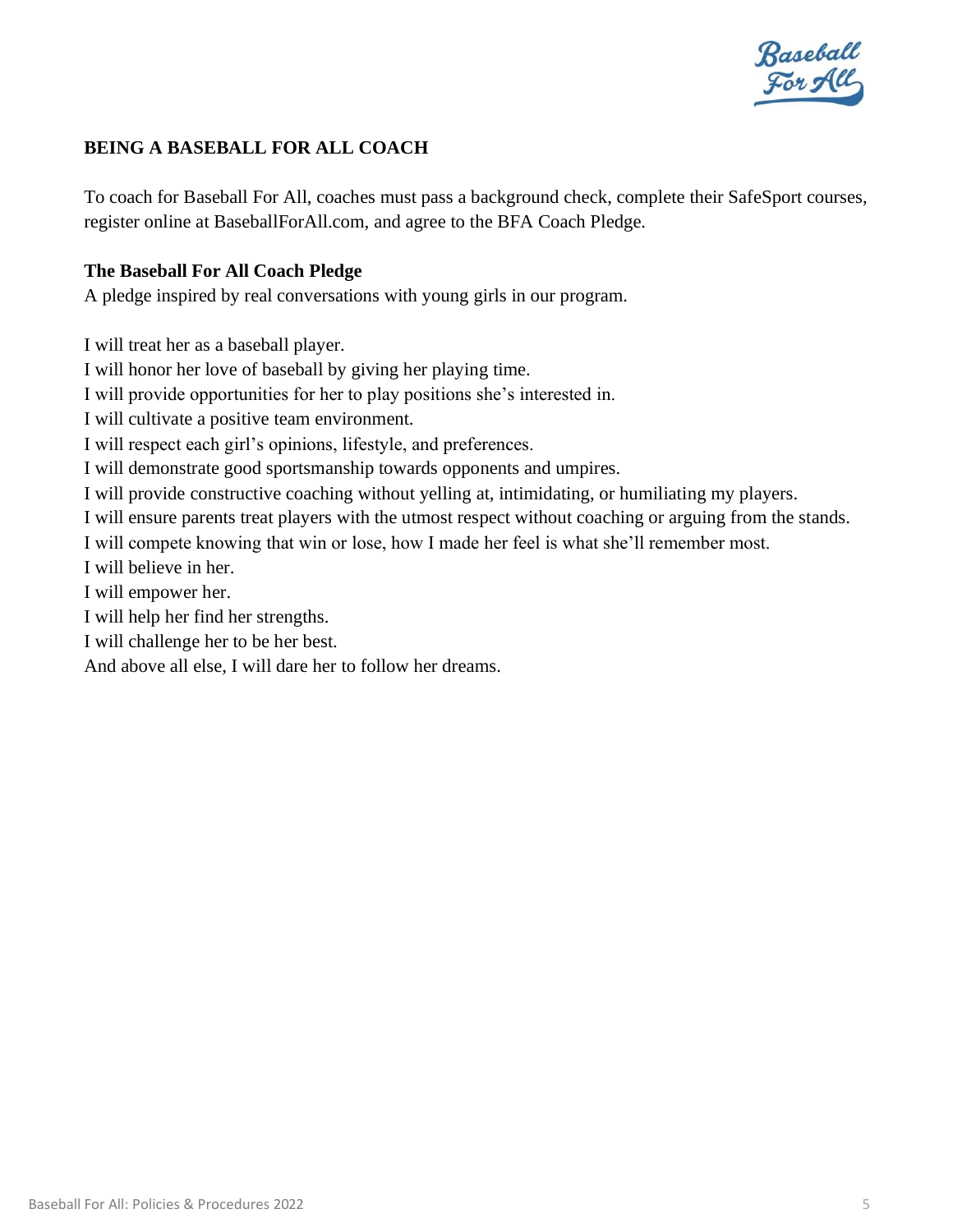## BEING A BASEBALL FOR ALL COACH

To coach for Baseball For All, coaches must pass a background check, complete their SafeSport courses, register online at BaseballForAll.com, and agree to the BFA Coach Pledge.

### The Baseball For All Coach Pledge

A pledge inspired by real conversations with young girls in our program.

I will treat her as a baseball player.
I will honor her love of baseball by giving her playing time.
I will provide opportunities for her to play positions she's interested in.
I will cultivate a positive team environment.
I will respect each girl's opinions, lifestyle, and preferences.
I will demonstrate good sportsmanship towards opponents and umpires.
I will provide constructive coaching without yelling at, intimidating, or humiliating my players.
I will ensure parents treat players with the utmost respect without coaching or arguing from the stands.
I will compete knowing that win or lose, how I made her feel is what she'll remember most.
I will believe in her.
I will empower her.
I will help her find her strengths.
I will challenge her to be her best.
And above all else, I will dare her to follow her dreams.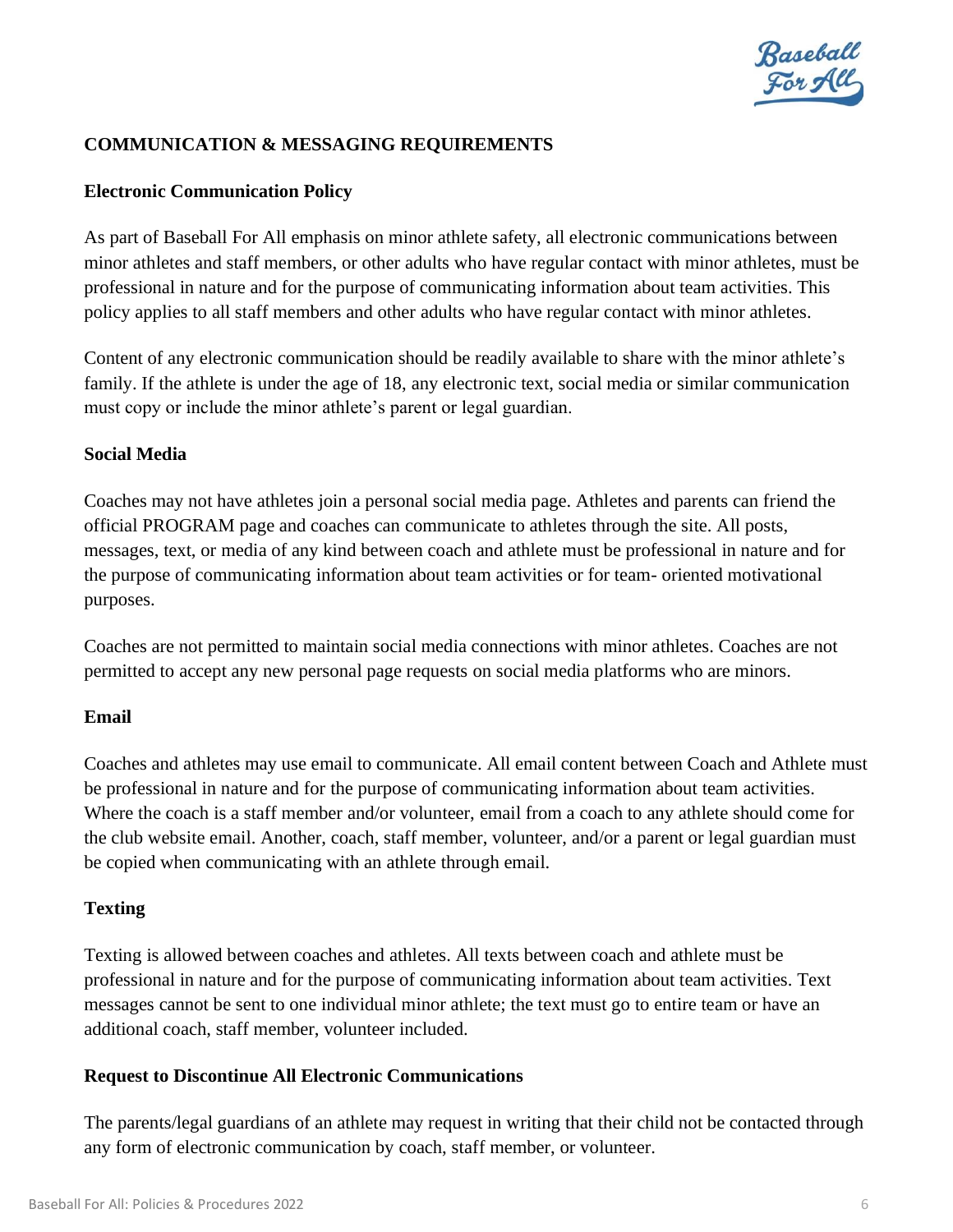## COMMUNICATION & MESSAGING REQUIREMENTS

### Electronic Communication Policy

As part of Baseball For All emphasis on minor athlete safety, all electronic communications between minor athletes and staff members, or other adults who have regular contact with minor athletes, must be professional in nature and for the purpose of communicating information about team activities. This policy applies to all staff members and other adults who have regular contact with minor athletes.

Content of any electronic communication should be readily available to share with the minor athlete's family. If the athlete is under the age of 18, any electronic text, social media or similar communication must copy or include the minor athlete's parent or legal guardian.

### Social Media

Coaches may not have athletes join a personal social media page. Athletes and parents can friend the official PROGRAM page and coaches can communicate to athletes through the site. All posts, messages, text, or media of any kind between coach and athlete must be professional in nature and for the purpose of communicating information about team activities or for team- oriented motivational purposes.

Coaches are not permitted to maintain social media connections with minor athletes. Coaches are not permitted to accept any new personal page requests on social media platforms who are minors.

### Email

Coaches and athletes may use email to communicate. All email content between Coach and Athlete must be professional in nature and for the purpose of communicating information about team activities. Where the coach is a staff member and/or volunteer, email from a coach to any athlete should come for the club website email. Another, coach, staff member, volunteer, and/or a parent or legal guardian must be copied when communicating with an athlete through email.

### Texting

Texting is allowed between coaches and athletes. All texts between coach and athlete must be professional in nature and for the purpose of communicating information about team activities. Text messages cannot be sent to one individual minor athlete; the text must go to entire team or have an additional coach, staff member, volunteer included.

### Request to Discontinue All Electronic Communications

The parents/legal guardians of an athlete may request in writing that their child not be contacted through any form of electronic communication by coach, staff member, or volunteer.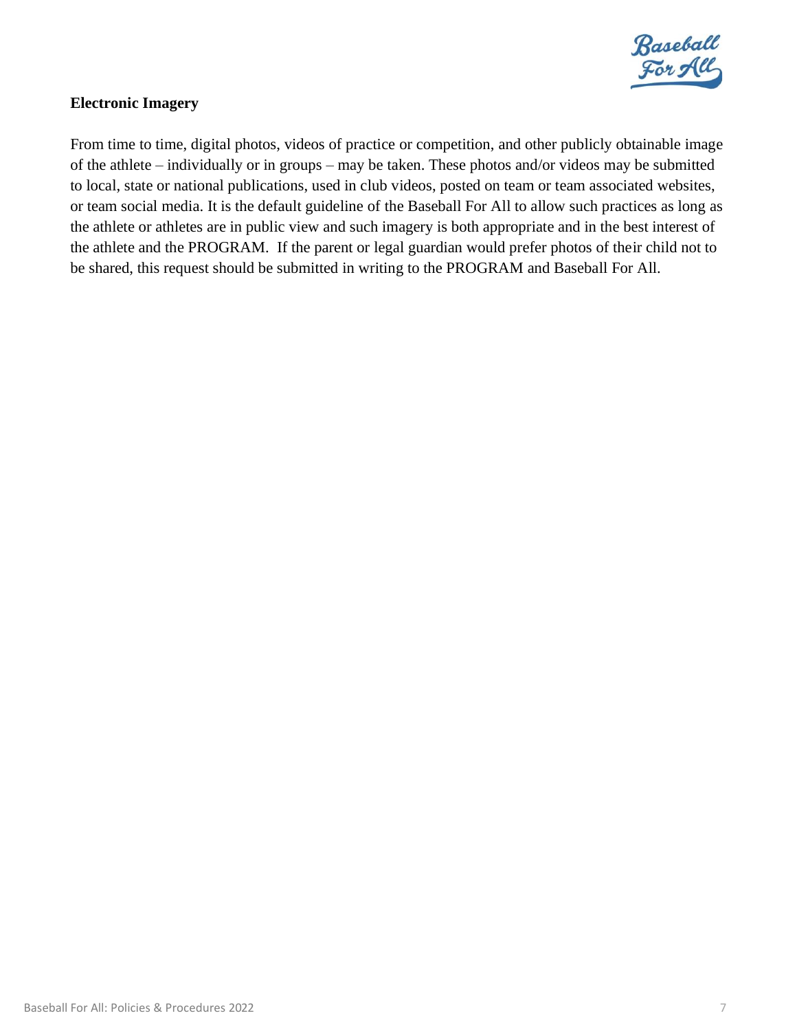**Electronic Imagery**

From time to time, digital photos, videos of practice or competition, and other publicly obtainable image of the athlete – individually or in groups – may be taken. These photos and/or videos may be submitted to local, state or national publications, used in club videos, posted on team or team associated websites, or team social media. It is the default guideline of the Baseball For All to allow such practices as long as the athlete or athletes are in public view and such imagery is both appropriate and in the best interest of the athlete and the PROGRAM. If the parent or legal guardian would prefer photos of their child not to be shared, this request should be submitted in writing to the PROGRAM and Baseball For All.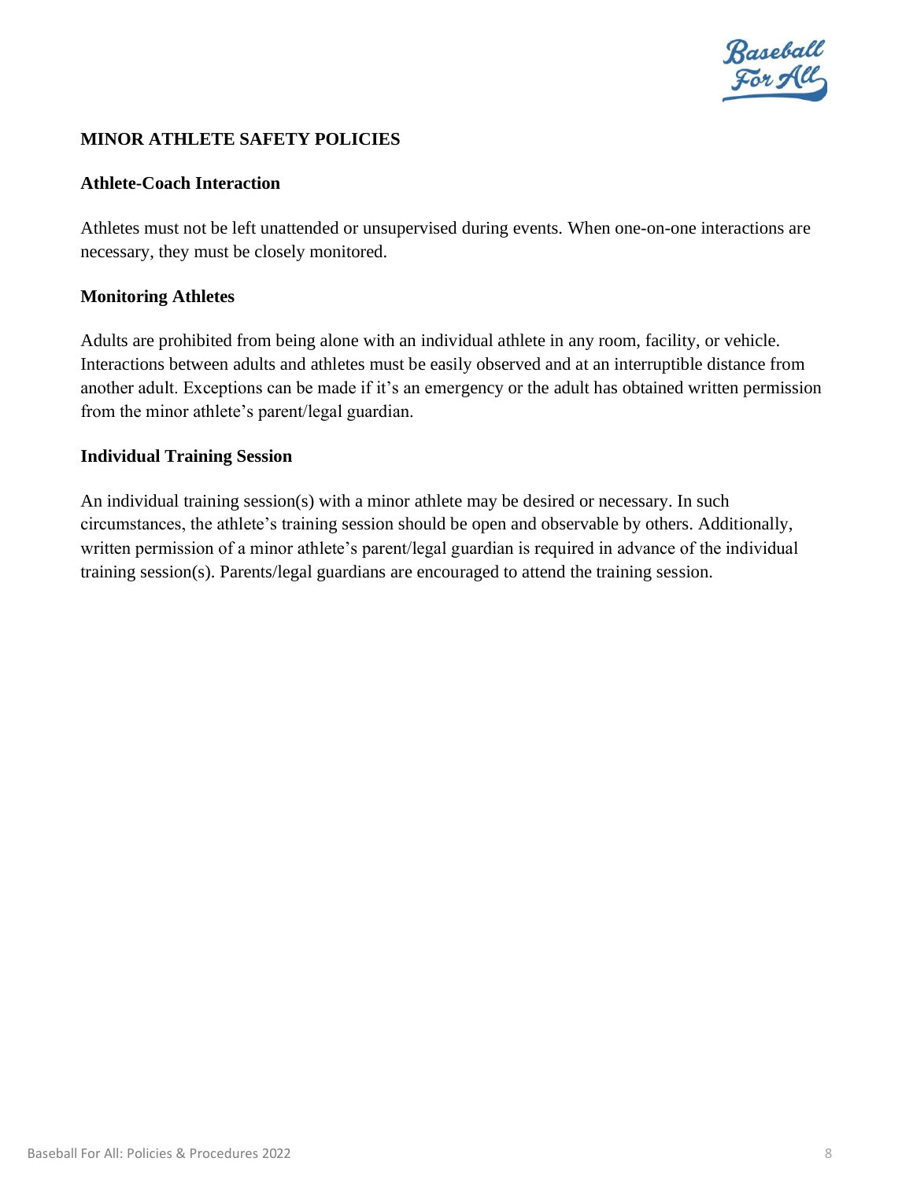## MINOR ATHLETE SAFETY POLICIES

### Athlete-Coach Interaction

Athletes must not be left unattended or unsupervised during events. When one-on-one interactions are necessary, they must be closely monitored.

### Monitoring Athletes

Adults are prohibited from being alone with an individual athlete in any room, facility, or vehicle. Interactions between adults and athletes must be easily observed and at an interruptible distance from another adult. Exceptions can be made if it's an emergency or the adult has obtained written permission from the minor athlete's parent/legal guardian.

### Individual Training Session

An individual training session(s) with a minor athlete may be desired or necessary. In such circumstances, the athlete's training session should be open and observable by others. Additionally, written permission of a minor athlete's parent/legal guardian is required in advance of the individual training session(s). Parents/legal guardians are encouraged to attend the training session.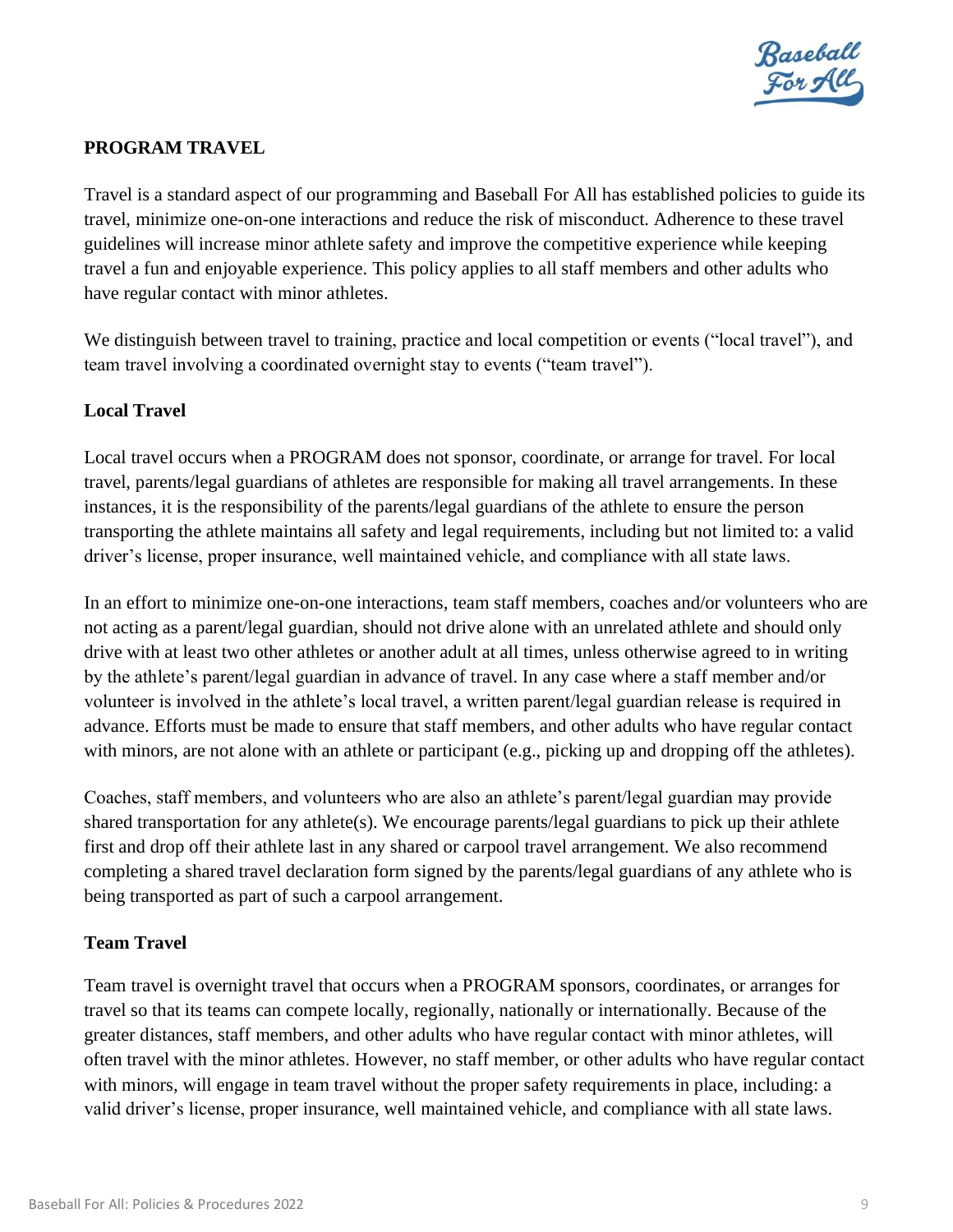## PROGRAM TRAVEL

Travel is a standard aspect of our programming and Baseball For All has established policies to guide its travel, minimize one-on-one interactions and reduce the risk of misconduct. Adherence to these travel guidelines will increase minor athlete safety and improve the competitive experience while keeping travel a fun and enjoyable experience. This policy applies to all staff members and other adults who have regular contact with minor athletes.

We distinguish between travel to training, practice and local competition or events ("local travel"), and team travel involving a coordinated overnight stay to events ("team travel").

### Local Travel

Local travel occurs when a PROGRAM does not sponsor, coordinate, or arrange for travel. For local travel, parents/legal guardians of athletes are responsible for making all travel arrangements. In these instances, it is the responsibility of the parents/legal guardians of the athlete to ensure the person transporting the athlete maintains all safety and legal requirements, including but not limited to: a valid driver's license, proper insurance, well maintained vehicle, and compliance with all state laws.

In an effort to minimize one-on-one interactions, team staff members, coaches and/or volunteers who are not acting as a parent/legal guardian, should not drive alone with an unrelated athlete and should only drive with at least two other athletes or another adult at all times, unless otherwise agreed to in writing by the athlete's parent/legal guardian in advance of travel. In any case where a staff member and/or volunteer is involved in the athlete's local travel, a written parent/legal guardian release is required in advance. Efforts must be made to ensure that staff members, and other adults who have regular contact with minors, are not alone with an athlete or participant (e.g., picking up and dropping off the athletes).

Coaches, staff members, and volunteers who are also an athlete's parent/legal guardian may provide shared transportation for any athlete(s). We encourage parents/legal guardians to pick up their athlete first and drop off their athlete last in any shared or carpool travel arrangement. We also recommend completing a shared travel declaration form signed by the parents/legal guardians of any athlete who is being transported as part of such a carpool arrangement.

### Team Travel

Team travel is overnight travel that occurs when a PROGRAM sponsors, coordinates, or arranges for travel so that its teams can compete locally, regionally, nationally or internationally. Because of the greater distances, staff members, and other adults who have regular contact with minor athletes, will often travel with the minor athletes. However, no staff member, or other adults who have regular contact with minors, will engage in team travel without the proper safety requirements in place, including: a valid driver's license, proper insurance, well maintained vehicle, and compliance with all state laws.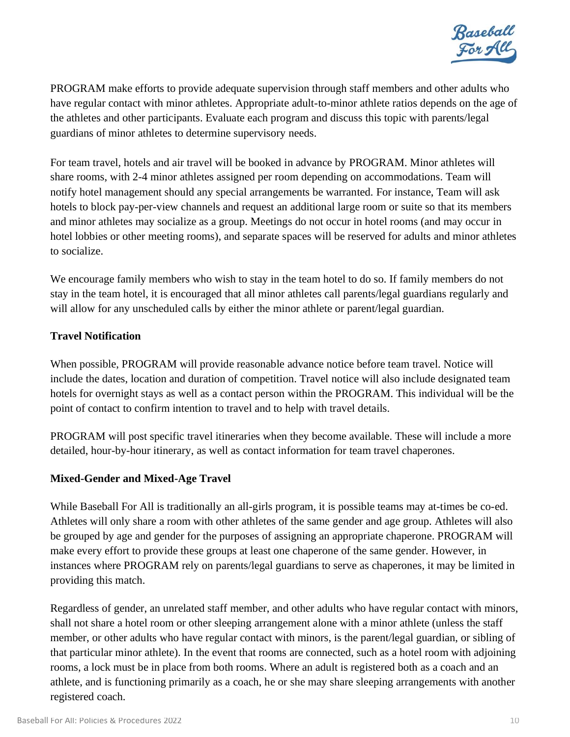PROGRAM make efforts to provide adequate supervision through staff members and other adults who have regular contact with minor athletes. Appropriate adult-to-minor athlete ratios depends on the age of the athletes and other participants. Evaluate each program and discuss this topic with parents/legal guardians of minor athletes to determine supervisory needs.

For team travel, hotels and air travel will be booked in advance by PROGRAM. Minor athletes will share rooms, with 2-4 minor athletes assigned per room depending on accommodations. Team will notify hotel management should any special arrangements be warranted. For instance, Team will ask hotels to block pay-per-view channels and request an additional large room or suite so that its members and minor athletes may socialize as a group. Meetings do not occur in hotel rooms (and may occur in hotel lobbies or other meeting rooms), and separate spaces will be reserved for adults and minor athletes to socialize.

We encourage family members who wish to stay in the team hotel to do so. If family members do not stay in the team hotel, it is encouraged that all minor athletes call parents/legal guardians regularly and will allow for any unscheduled calls by either the minor athlete or parent/legal guardian.

**Travel Notification**

When possible, PROGRAM will provide reasonable advance notice before team travel. Notice will include the dates, location and duration of competition. Travel notice will also include designated team hotels for overnight stays as well as a contact person within the PROGRAM. This individual will be the point of contact to confirm intention to travel and to help with travel details.

PROGRAM will post specific travel itineraries when they become available. These will include a more detailed, hour-by-hour itinerary, as well as contact information for team travel chaperones.

**Mixed-Gender and Mixed-Age Travel**

While Baseball For All is traditionally an all-girls program, it is possible teams may at-times be co-ed. Athletes will only share a room with other athletes of the same gender and age group. Athletes will also be grouped by age and gender for the purposes of assigning an appropriate chaperone. PROGRAM will make every effort to provide these groups at least one chaperone of the same gender. However, in instances where PROGRAM rely on parents/legal guardians to serve as chaperones, it may be limited in providing this match.

Regardless of gender, an unrelated staff member, and other adults who have regular contact with minors, shall not share a hotel room or other sleeping arrangement alone with a minor athlete (unless the staff member, or other adults who have regular contact with minors, is the parent/legal guardian, or sibling of that particular minor athlete). In the event that rooms are connected, such as a hotel room with adjoining rooms, a lock must be in place from both rooms. Where an adult is registered both as a coach and an athlete, and is functioning primarily as a coach, he or she may share sleeping arrangements with another registered coach.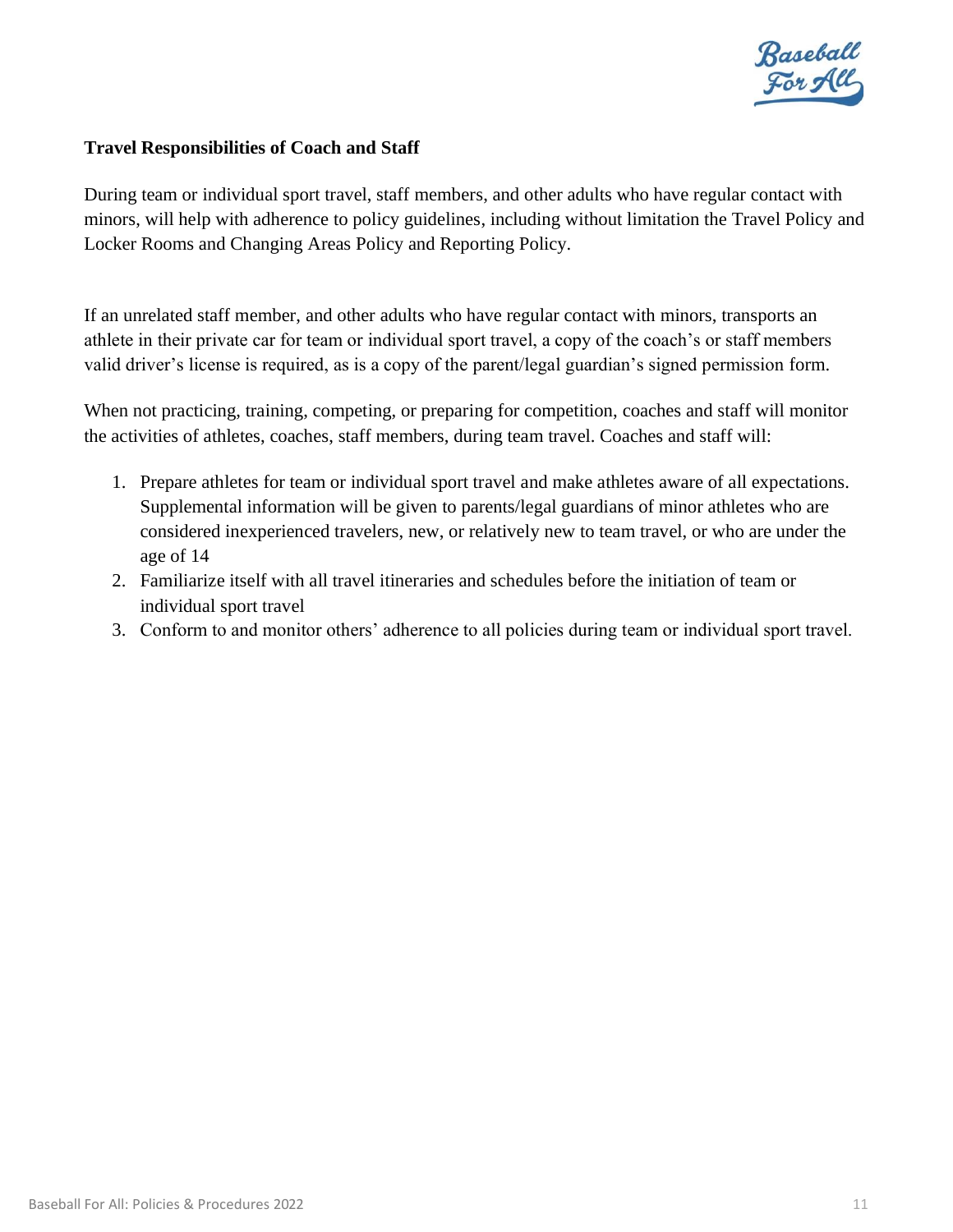**Travel Responsibilities of Coach and Staff**

During team or individual sport travel, staff members, and other adults who have regular contact with minors, will help with adherence to policy guidelines, including without limitation the Travel Policy and Locker Rooms and Changing Areas Policy and Reporting Policy.

If an unrelated staff member, and other adults who have regular contact with minors, transports an athlete in their private car for team or individual sport travel, a copy of the coach's or staff members valid driver's license is required, as is a copy of the parent/legal guardian's signed permission form.

When not practicing, training, competing, or preparing for competition, coaches and staff will monitor the activities of athletes, coaches, staff members, during team travel. Coaches and staff will:

1. Prepare athletes for team or individual sport travel and make athletes aware of all expectations. Supplemental information will be given to parents/legal guardians of minor athletes who are considered inexperienced travelers, new, or relatively new to team travel, or who are under the age of 14
2. Familiarize itself with all travel itineraries and schedules before the initiation of team or individual sport travel
3. Conform to and monitor others' adherence to all policies during team or individual sport travel.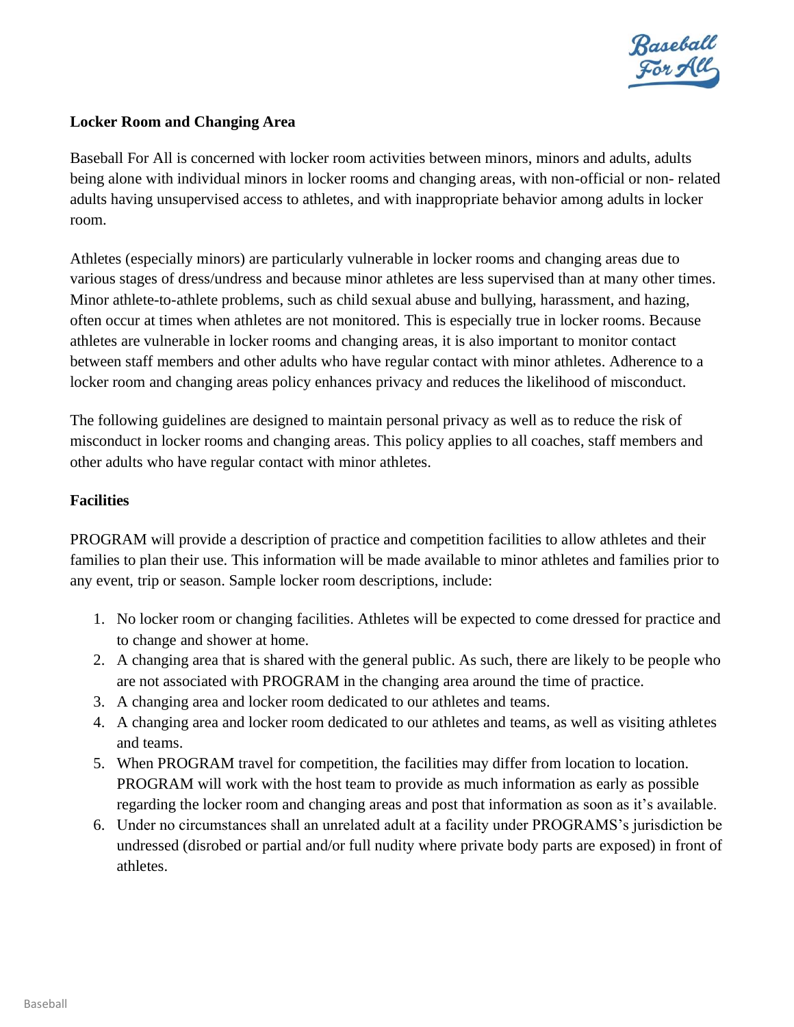**Locker Room and Changing Area**

Baseball For All is concerned with locker room activities between minors, minors and adults, adults being alone with individual minors in locker rooms and changing areas, with non-official or non- related adults having unsupervised access to athletes, and with inappropriate behavior among adults in locker room.

Athletes (especially minors) are particularly vulnerable in locker rooms and changing areas due to various stages of dress/undress and because minor athletes are less supervised than at many other times. Minor athlete-to-athlete problems, such as child sexual abuse and bullying, harassment, and hazing, often occur at times when athletes are not monitored. This is especially true in locker rooms. Because athletes are vulnerable in locker rooms and changing areas, it is also important to monitor contact between staff members and other adults who have regular contact with minor athletes. Adherence to a locker room and changing areas policy enhances privacy and reduces the likelihood of misconduct.

The following guidelines are designed to maintain personal privacy as well as to reduce the risk of misconduct in locker rooms and changing areas. This policy applies to all coaches, staff members and other adults who have regular contact with minor athletes.

**Facilities**

PROGRAM will provide a description of practice and competition facilities to allow athletes and their families to plan their use. This information will be made available to minor athletes and families prior to any event, trip or season. Sample locker room descriptions, include:

1. No locker room or changing facilities. Athletes will be expected to come dressed for practice and to change and shower at home.
2. A changing area that is shared with the general public. As such, there are likely to be people who are not associated with PROGRAM in the changing area around the time of practice.
3. A changing area and locker room dedicated to our athletes and teams.
4. A changing area and locker room dedicated to our athletes and teams, as well as visiting athletes and teams.
5. When PROGRAM travel for competition, the facilities may differ from location to location. PROGRAM will work with the host team to provide as much information as early as possible regarding the locker room and changing areas and post that information as soon as it's available.
6. Under no circumstances shall an unrelated adult at a facility under PROGRAMS's jurisdiction be undressed (disrobed or partial and/or full nudity where private body parts are exposed) in front of athletes.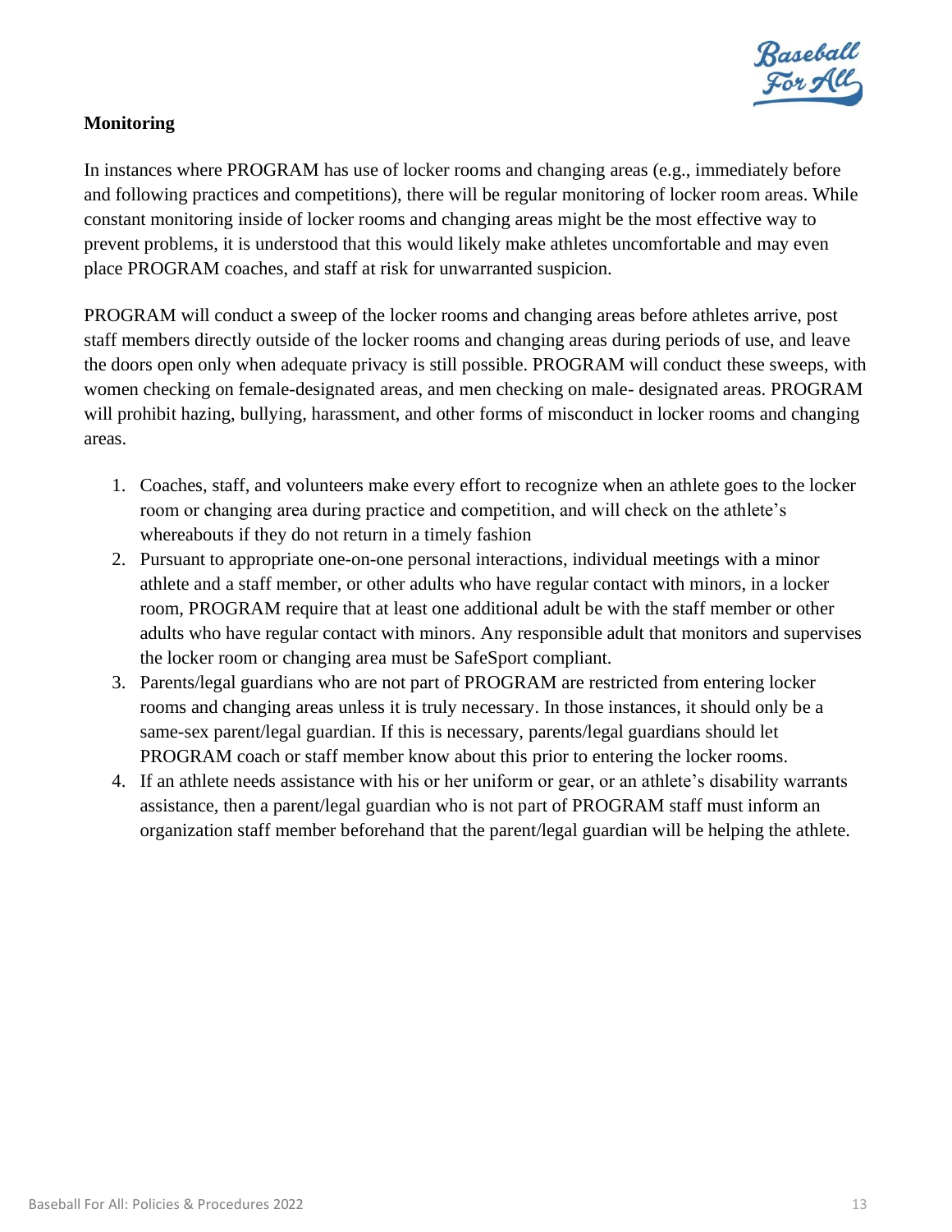**Monitoring**

In instances where PROGRAM has use of locker rooms and changing areas (e.g., immediately before and following practices and competitions), there will be regular monitoring of locker room areas. While constant monitoring inside of locker rooms and changing areas might be the most effective way to prevent problems, it is understood that this would likely make athletes uncomfortable and may even place PROGRAM coaches, and staff at risk for unwarranted suspicion.

PROGRAM will conduct a sweep of the locker rooms and changing areas before athletes arrive, post staff members directly outside of the locker rooms and changing areas during periods of use, and leave the doors open only when adequate privacy is still possible. PROGRAM will conduct these sweeps, with women checking on female-designated areas, and men checking on male- designated areas. PROGRAM will prohibit hazing, bullying, harassment, and other forms of misconduct in locker rooms and changing areas.

1. Coaches, staff, and volunteers make every effort to recognize when an athlete goes to the locker room or changing area during practice and competition, and will check on the athlete's whereabouts if they do not return in a timely fashion
2. Pursuant to appropriate one-on-one personal interactions, individual meetings with a minor athlete and a staff member, or other adults who have regular contact with minors, in a locker room, PROGRAM require that at least one additional adult be with the staff member or other adults who have regular contact with minors. Any responsible adult that monitors and supervises the locker room or changing area must be SafeSport compliant.
3. Parents/legal guardians who are not part of PROGRAM are restricted from entering locker rooms and changing areas unless it is truly necessary. In those instances, it should only be a same-sex parent/legal guardian. If this is necessary, parents/legal guardians should let PROGRAM coach or staff member know about this prior to entering the locker rooms.
4. If an athlete needs assistance with his or her uniform or gear, or an athlete's disability warrants assistance, then a parent/legal guardian who is not part of PROGRAM staff must inform an organization staff member beforehand that the parent/legal guardian will be helping the athlete.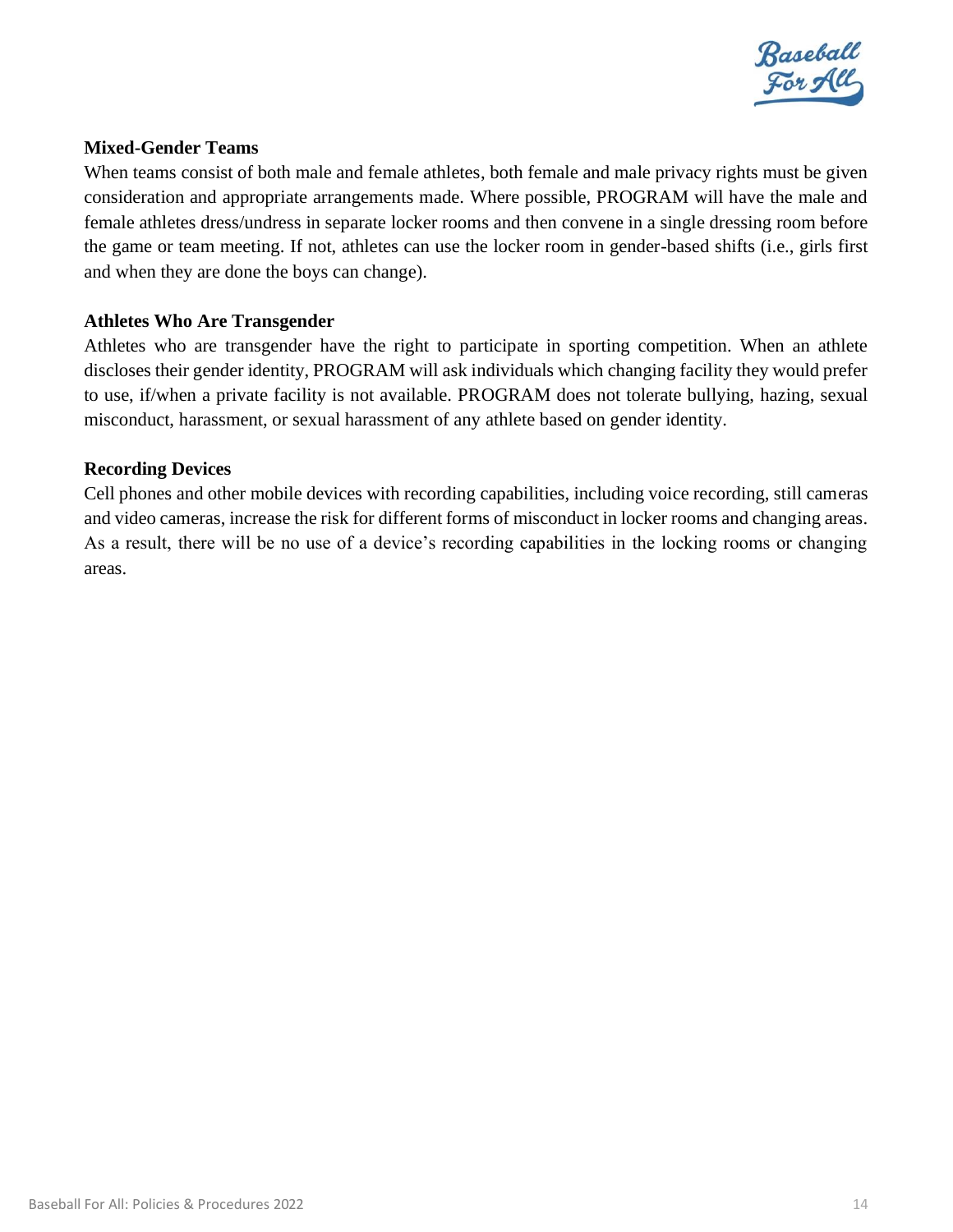**Mixed-Gender Teams**

When teams consist of both male and female athletes, both female and male privacy rights must be given consideration and appropriate arrangements made. Where possible, PROGRAM will have the male and female athletes dress/undress in separate locker rooms and then convene in a single dressing room before the game or team meeting. If not, athletes can use the locker room in gender-based shifts (i.e., girls first and when they are done the boys can change).

**Athletes Who Are Transgender**

Athletes who are transgender have the right to participate in sporting competition. When an athlete discloses their gender identity, PROGRAM will ask individuals which changing facility they would prefer to use, if/when a private facility is not available. PROGRAM does not tolerate bullying, hazing, sexual misconduct, harassment, or sexual harassment of any athlete based on gender identity.

**Recording Devices**

Cell phones and other mobile devices with recording capabilities, including voice recording, still cameras and video cameras, increase the risk for different forms of misconduct in locker rooms and changing areas. As a result, there will be no use of a device's recording capabilities in the locking rooms or changing areas.